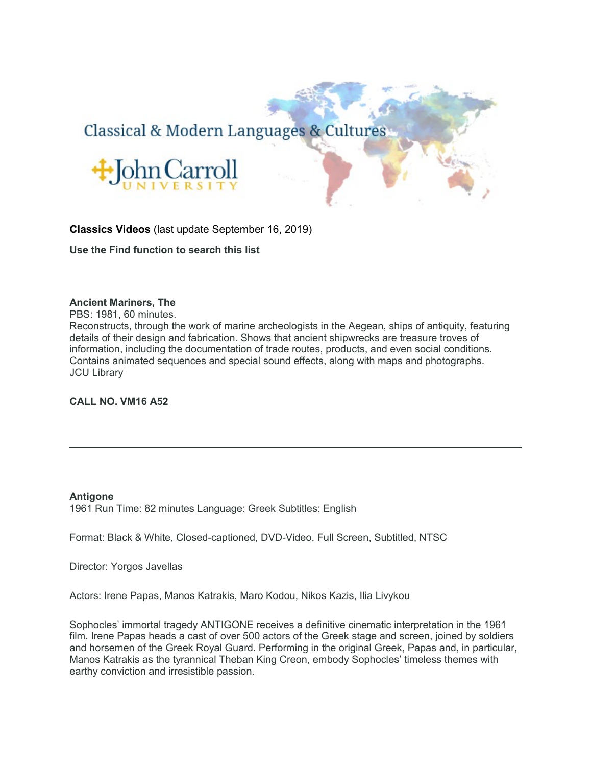Classical & Modern Languages & Cultures

John Carroll UNIVERSITY

**Classics Videos** (last update September 16, 2019)

**Use the Find function to search this list**

**Ancient Mariners, The**
PBS: 1981, 60 minutes.
Reconstructs, through the work of marine archeologists in the Aegean, ships of antiquity, featuring details of their design and fabrication. Shows that ancient shipwrecks are treasure troves of information, including the documentation of trade routes, products, and even social conditions. Contains animated sequences and special sound effects, along with maps and photographs.
JCU Library

**CALL NO. VM16 A52**

---

**Antigone**
1961 Run Time: 82 minutes Language: Greek Subtitles: English

Format: Black & White, Closed-captioned, DVD-Video, Full Screen, Subtitled, NTSC

Director: Yorgos Javellas

Actors: Irene Papas, Manos Katrakis, Maro Kodou, Nikos Kazis, Ilia Livykou

Sophocles' immortal tragedy ANTIGONE receives a definitive cinematic interpretation in the 1961 film. Irene Papas heads a cast of over 500 actors of the Greek stage and screen, joined by soldiers and horsemen of the Greek Royal Guard. Performing in the original Greek, Papas and, in particular, Manos Katrakis as the tyrannical Theban King Creon, embody Sophocles' timeless themes with earthy conviction and irresistible passion.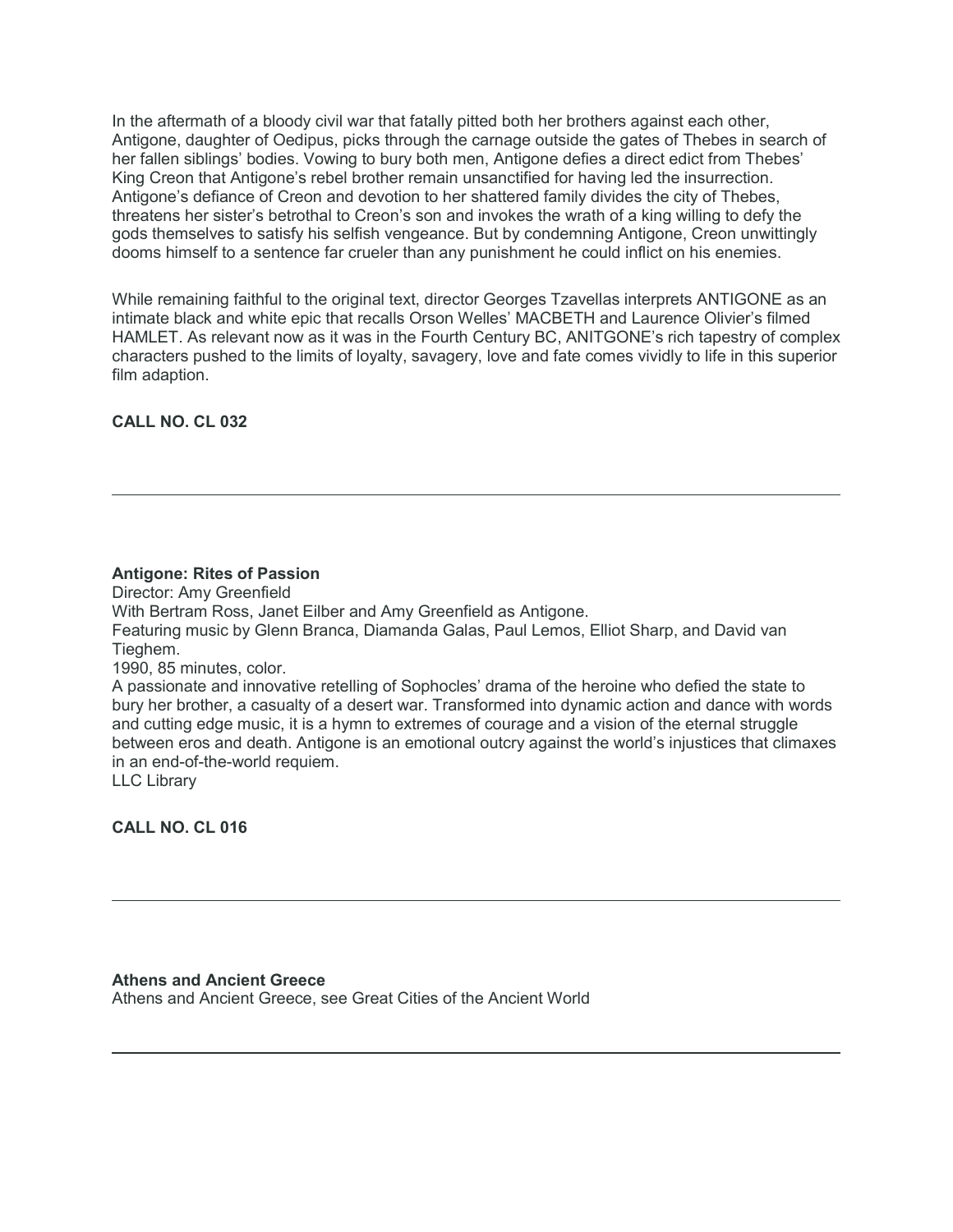In the aftermath of a bloody civil war that fatally pitted both her brothers against each other, Antigone, daughter of Oedipus, picks through the carnage outside the gates of Thebes in search of her fallen siblings' bodies. Vowing to bury both men, Antigone defies a direct edict from Thebes' King Creon that Antigone's rebel brother remain unsanctified for having led the insurrection. Antigone's defiance of Creon and devotion to her shattered family divides the city of Thebes, threatens her sister's betrothal to Creon's son and invokes the wrath of a king willing to defy the gods themselves to satisfy his selfish vengeance. But by condemning Antigone, Creon unwittingly dooms himself to a sentence far crueler than any punishment he could inflict on his enemies.

While remaining faithful to the original text, director Georges Tzavellas interprets ANTIGONE as an intimate black and white epic that recalls Orson Welles' MACBETH and Laurence Olivier's filmed HAMLET. As relevant now as it was in the Fourth Century BC, ANITGONE's rich tapestry of complex characters pushed to the limits of loyalty, savagery, love and fate comes vividly to life in this superior film adaption.

**CALL NO. CL 032**

---

**Antigone: Rites of Passion**
Director: Amy Greenfield
With Bertram Ross, Janet Eilber and Amy Greenfield as Antigone.
Featuring music by Glenn Branca, Diamanda Galas, Paul Lemos, Elliot Sharp, and David van Tieghem.
1990, 85 minutes, color.
A passionate and innovative retelling of Sophocles' drama of the heroine who defied the state to bury her brother, a casualty of a desert war. Transformed into dynamic action and dance with words and cutting edge music, it is a hymn to extremes of courage and a vision of the eternal struggle between eros and death. Antigone is an emotional outcry against the world's injustices that climaxes in an end-of-the-world requiem.
LLC Library

**CALL NO. CL 016**

---

**Athens and Ancient Greece**
Athens and Ancient Greece, see Great Cities of the Ancient World

---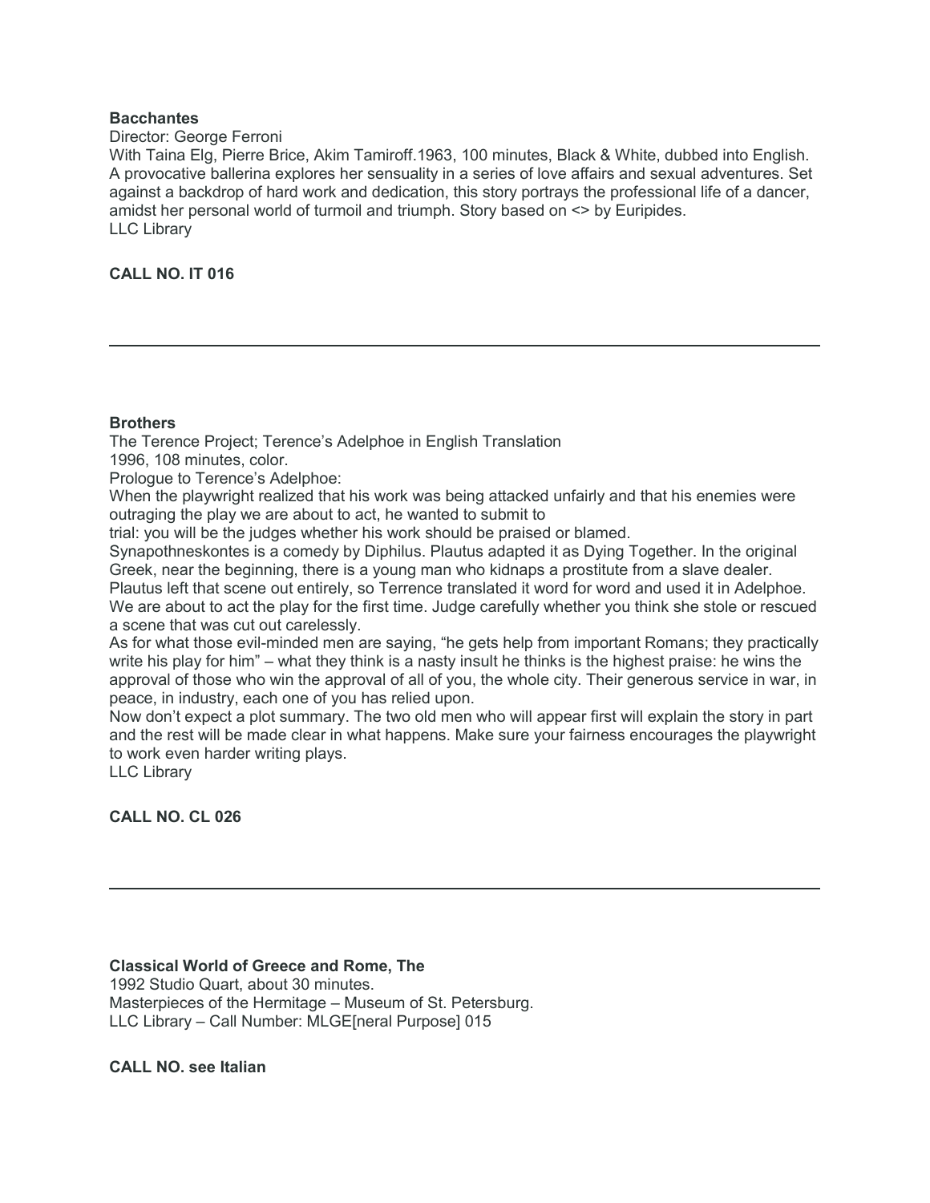**Bacchantes**

Director: George Ferroni

With Taina Elg, Pierre Brice, Akim Tamiroff.1963, 100 minutes, Black & White, dubbed into English. A provocative ballerina explores her sensuality in a series of love affairs and sexual adventures. Set against a backdrop of hard work and dedication, this story portrays the professional life of a dancer, amidst her personal world of turmoil and triumph. Story based on <> by Euripides.

LLC Library

**CALL NO. IT 016**

---

**Brothers**

The Terence Project; Terence's Adelphoe in English Translation

1996, 108 minutes, color.

Prologue to Terence's Adelphoe:

When the playwright realized that his work was being attacked unfairly and that his enemies were outraging the play we are about to act, he wanted to submit to

trial: you will be the judges whether his work should be praised or blamed.

Synapothneskontes is a comedy by Diphilus. Plautus adapted it as Dying Together. In the original Greek, near the beginning, there is a young man who kidnaps a prostitute from a slave dealer. Plautus left that scene out entirely, so Terrence translated it word for word and used it in Adelphoe. We are about to act the play for the first time. Judge carefully whether you think she stole or rescued a scene that was cut out carelessly.

As for what those evil-minded men are saying, "he gets help from important Romans; they practically write his play for him" – what they think is a nasty insult he thinks is the highest praise: he wins the approval of those who win the approval of all of you, the whole city. Their generous service in war, in peace, in industry, each one of you has relied upon.

Now don't expect a plot summary. The two old men who will appear first will explain the story in part and the rest will be made clear in what happens. Make sure your fairness encourages the playwright to work even harder writing plays.

LLC Library

**CALL NO. CL 026**

---

**Classical World of Greece and Rome, The**

1992 Studio Quart, about 30 minutes.

Masterpieces of the Hermitage – Museum of St. Petersburg.

LLC Library – Call Number: MLGE[neral Purpose] 015

**CALL NO. see Italian**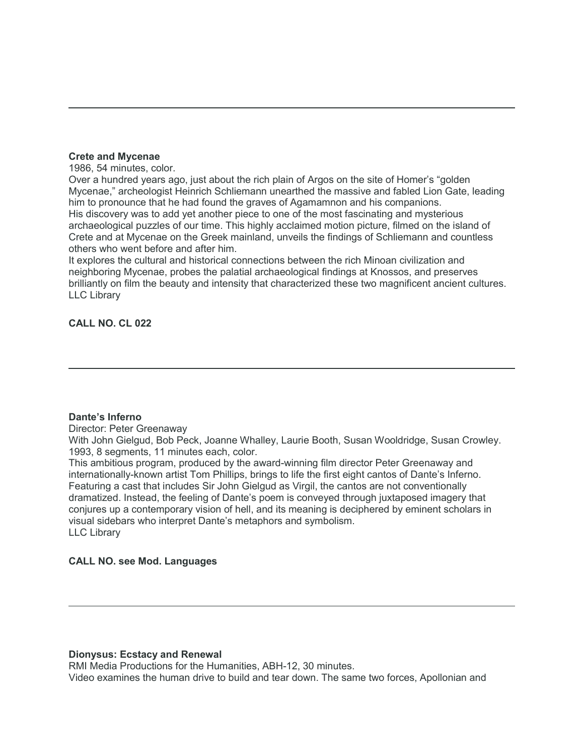---

**Crete and Mycenae**

1986, 54 minutes, color.

Over a hundred years ago, just about the rich plain of Argos on the site of Homer's "golden Mycenae," archeologist Heinrich Schliemann unearthed the massive and fabled Lion Gate, leading him to pronounce that he had found the graves of Agamamnon and his companions.

His discovery was to add yet another piece to one of the most fascinating and mysterious archaeological puzzles of our time. This highly acclaimed motion picture, filmed on the island of Crete and at Mycenae on the Greek mainland, unveils the findings of Schliemann and countless others who went before and after him.

It explores the cultural and historical connections between the rich Minoan civilization and neighboring Mycenae, probes the palatial archaeological findings at Knossos, and preserves brilliantly on film the beauty and intensity that characterized these two magnificent ancient cultures.

LLC Library

**CALL NO. CL 022**

---

**Dante's Inferno**

Director: Peter Greenaway

With John Gielgud, Bob Peck, Joanne Whalley, Laurie Booth, Susan Wooldridge, Susan Crowley.

1993, 8 segments, 11 minutes each, color.

This ambitious program, produced by the award-winning film director Peter Greenaway and internationally-known artist Tom Phillips, brings to life the first eight cantos of Dante's Inferno. Featuring a cast that includes Sir John Gielgud as Virgil, the cantos are not conventionally dramatized. Instead, the feeling of Dante's poem is conveyed through juxtaposed imagery that conjures up a contemporary vision of hell, and its meaning is deciphered by eminent scholars in visual sidebars who interpret Dante's metaphors and symbolism.

LLC Library

**CALL NO. see Mod. Languages**

---

**Dionysus: Ecstacy and Renewal**

RMI Media Productions for the Humanities, ABH-12, 30 minutes.

Video examines the human drive to build and tear down. The same two forces, Apollonian and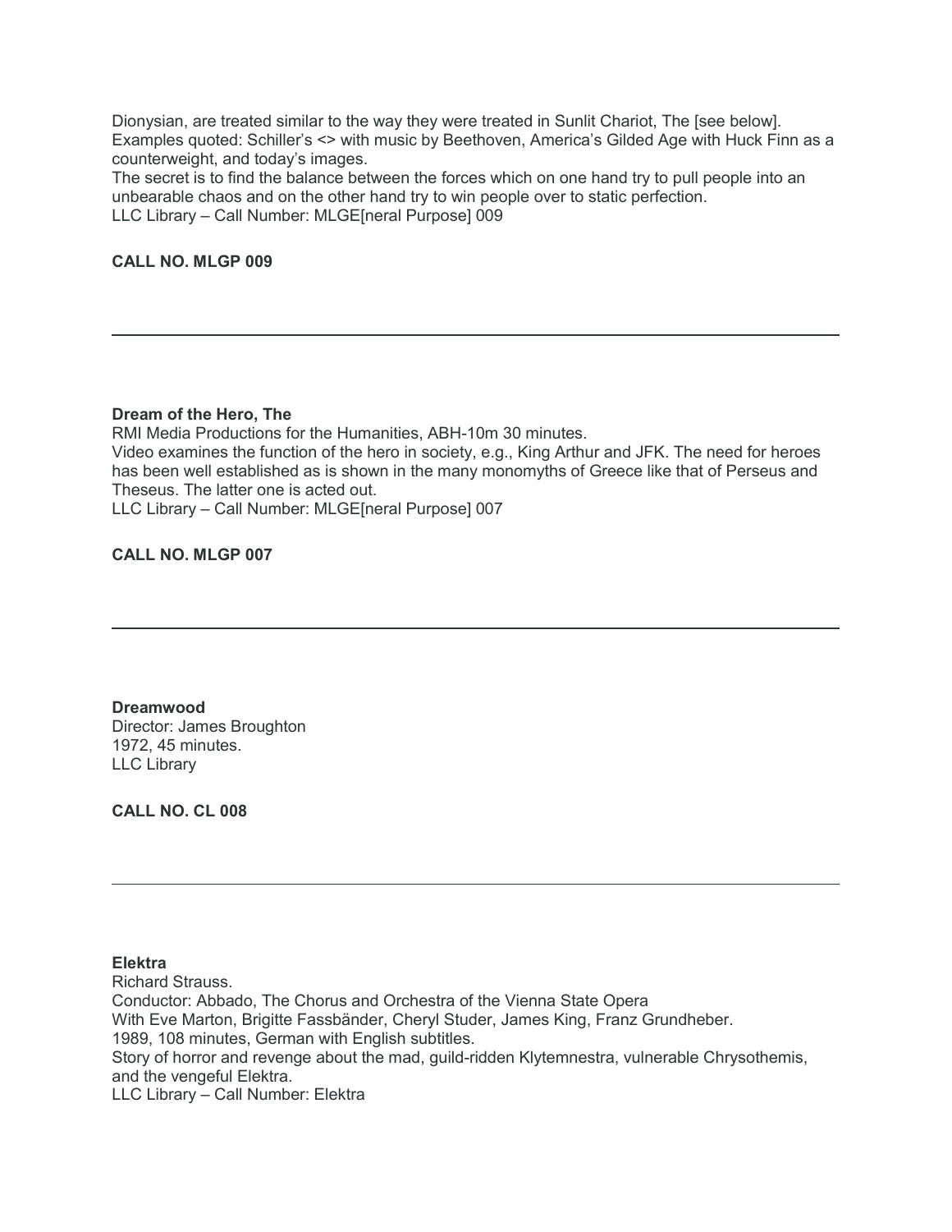Dionysian, are treated similar to the way they were treated in Sunlit Chariot, The [see below]. Examples quoted: Schiller's <> with music by Beethoven, America's Gilded Age with Huck Finn as a counterweight, and today's images.
The secret is to find the balance between the forces which on one hand try to pull people into an unbearable chaos and on the other hand try to win people over to static perfection.
LLC Library – Call Number: MLGE[neral Purpose] 009

**CALL NO. MLGP 009**

---

**Dream of the Hero, The**
RMI Media Productions for the Humanities, ABH-10m 30 minutes.
Video examines the function of the hero in society, e.g., King Arthur and JFK. The need for heroes has been well established as is shown in the many monomyths of Greece like that of Perseus and Theseus. The latter one is acted out.
LLC Library – Call Number: MLGE[neral Purpose] 007

**CALL NO. MLGP 007**

---

**Dreamwood**
Director: James Broughton
1972, 45 minutes.
LLC Library

**CALL NO. CL 008**

---

**Elektra**
Richard Strauss.
Conductor: Abbado, The Chorus and Orchestra of the Vienna State Opera
With Eve Marton, Brigitte Fassbänder, Cheryl Studer, James King, Franz Grundheber.
1989, 108 minutes, German with English subtitles.
Story of horror and revenge about the mad, guild-ridden Klytemnestra, vulnerable Chrysothemis, and the vengeful Elektra.
LLC Library – Call Number: Elektra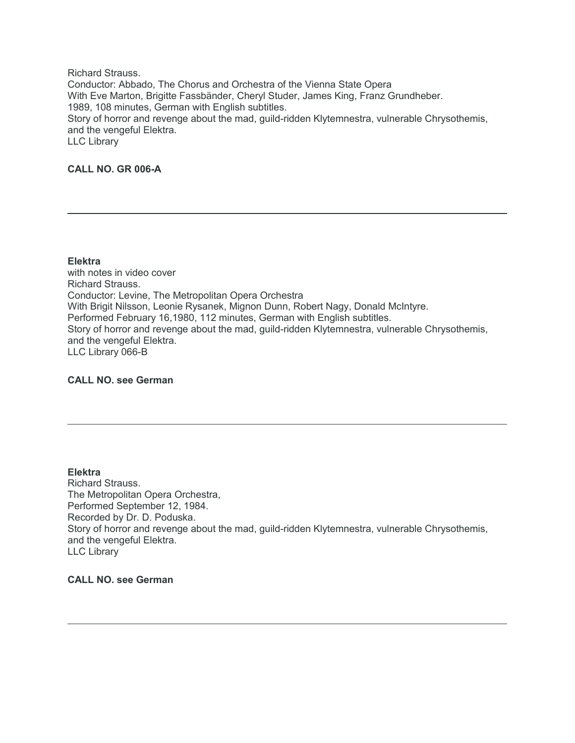Richard Strauss.
Conductor: Abbado, The Chorus and Orchestra of the Vienna State Opera
With Eve Marton, Brigitte Fassbänder, Cheryl Studer, James King, Franz Grundheber.
1989, 108 minutes, German with English subtitles.
Story of horror and revenge about the mad, guild-ridden Klytemnestra, vulnerable Chrysothemis, and the vengeful Elektra.
LLC Library

**CALL NO. GR 006-A**

---

**Elektra**
with notes in video cover
Richard Strauss.
Conductor: Levine, The Metropolitan Opera Orchestra
With Brigit Nilsson, Leonie Rysanek, Mignon Dunn, Robert Nagy, Donald McIntyre.
Performed February 16,1980, 112 minutes, German with English subtitles.
Story of horror and revenge about the mad, guild-ridden Klytemnestra, vulnerable Chrysothemis, and the vengeful Elektra.
LLC Library 066-B

**CALL NO. see German**

---

**Elektra**
Richard Strauss.
The Metropolitan Opera Orchestra,
Performed September 12, 1984.
Recorded by Dr. D. Poduska.
Story of horror and revenge about the mad, guild-ridden Klytemnestra, vulnerable Chrysothemis, and the vengeful Elektra.
LLC Library

**CALL NO. see German**

---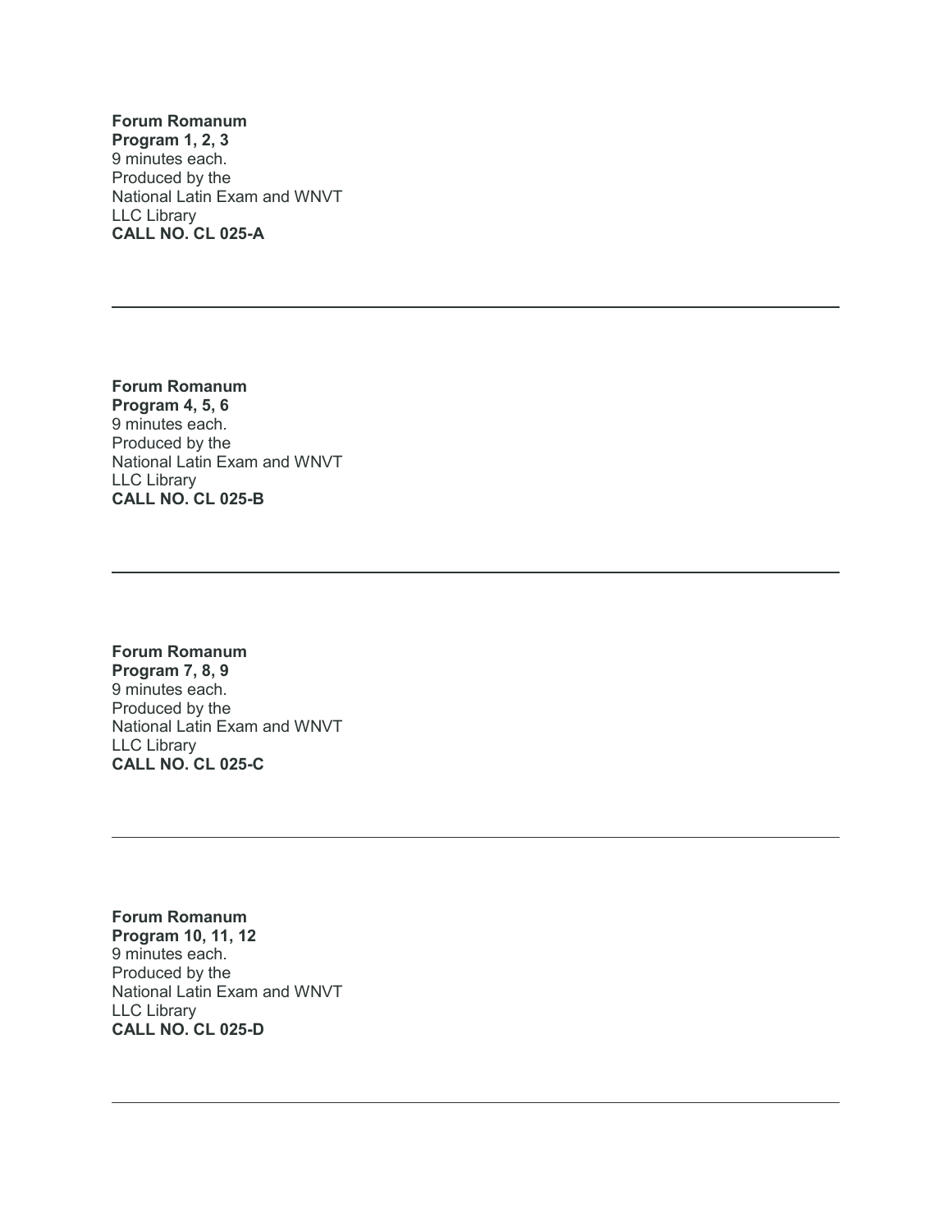**Forum Romanum**
**Program 1, 2, 3**
9 minutes each.
Produced by the
National Latin Exam and WNVT
LLC Library
**CALL NO. CL 025-A**

---

**Forum Romanum**
**Program 4, 5, 6**
9 minutes each.
Produced by the
National Latin Exam and WNVT
LLC Library
**CALL NO. CL 025-B**

---

**Forum Romanum**
**Program 7, 8, 9**
9 minutes each.
Produced by the
National Latin Exam and WNVT
LLC Library
**CALL NO. CL 025-C**

---

**Forum Romanum**
**Program 10, 11, 12**
9 minutes each.
Produced by the
National Latin Exam and WNVT
LLC Library
**CALL NO. CL 025-D**

---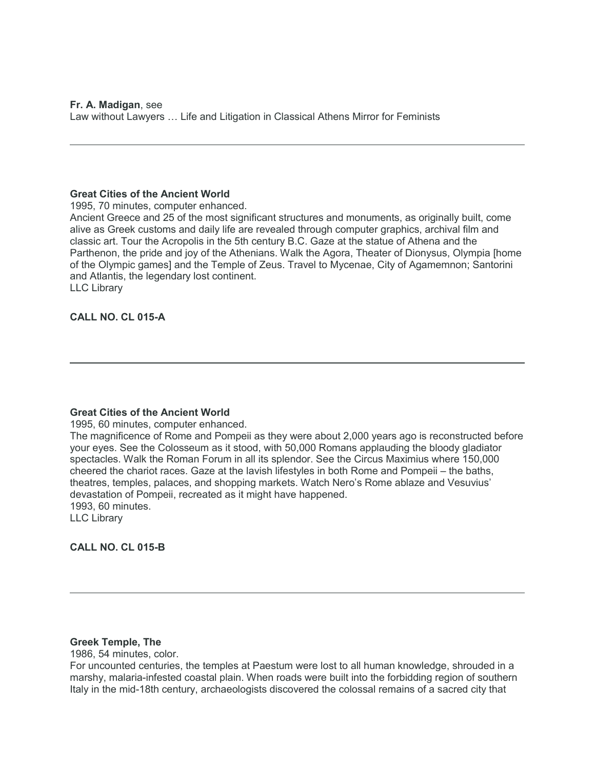**Fr. A. Madigan**, see
Law without Lawyers … Life and Litigation in Classical Athens Mirror for Feminists

---

**Great Cities of the Ancient World**
1995, 70 minutes, computer enhanced.
Ancient Greece and 25 of the most significant structures and monuments, as originally built, come alive as Greek customs and daily life are revealed through computer graphics, archival film and classic art. Tour the Acropolis in the 5th century B.C. Gaze at the statue of Athena and the Parthenon, the pride and joy of the Athenians. Walk the Agora, Theater of Dionysus, Olympia [home of the Olympic games] and the Temple of Zeus. Travel to Mycenae, City of Agamemnon; Santorini and Atlantis, the legendary lost continent.
LLC Library

**CALL NO. CL 015-A**

---

**Great Cities of the Ancient World**
1995, 60 minutes, computer enhanced.
The magnificence of Rome and Pompeii as they were about 2,000 years ago is reconstructed before your eyes. See the Colosseum as it stood, with 50,000 Romans applauding the bloody gladiator spectacles. Walk the Roman Forum in all its splendor. See the Circus Maximius where 150,000 cheered the chariot races. Gaze at the lavish lifestyles in both Rome and Pompeii – the baths, theatres, temples, palaces, and shopping markets. Watch Nero's Rome ablaze and Vesuvius' devastation of Pompeii, recreated as it might have happened.
1993, 60 minutes.
LLC Library

**CALL NO. CL 015-B**

---

**Greek Temple, The**
1986, 54 minutes, color.
For uncounted centuries, the temples at Paestum were lost to all human knowledge, shrouded in a marshy, malaria-infested coastal plain. When roads were built into the forbidding region of southern Italy in the mid-18th century, archaeologists discovered the colossal remains of a sacred city that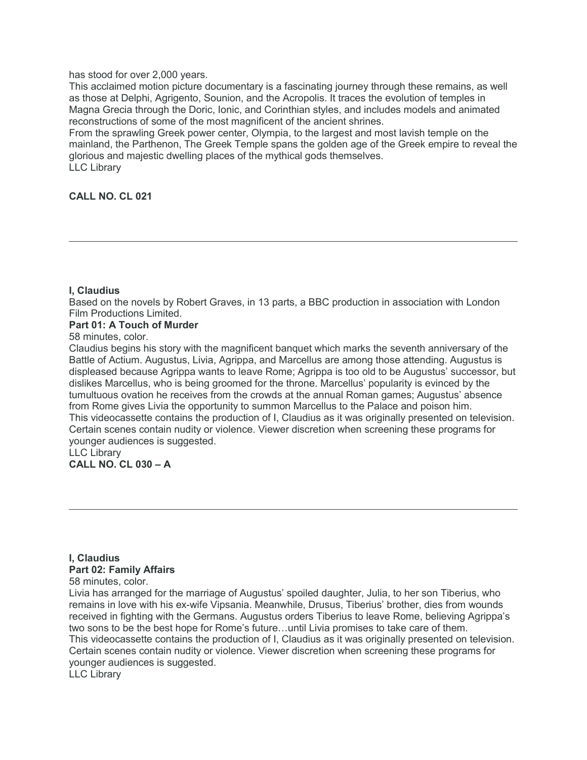has stood for over 2,000 years.

This acclaimed motion picture documentary is a fascinating journey through these remains, as well as those at Delphi, Agrigento, Sounion, and the Acropolis. It traces the evolution of temples in Magna Grecia through the Doric, Ionic, and Corinthian styles, and includes models and animated reconstructions of some of the most magnificent of the ancient shrines.

From the sprawling Greek power center, Olympia, to the largest and most lavish temple on the mainland, the Parthenon, The Greek Temple spans the golden age of the Greek empire to reveal the glorious and majestic dwelling places of the mythical gods themselves.

LLC Library

**CALL NO. CL 021**

---

**I, Claudius**

Based on the novels by Robert Graves, in 13 parts, a BBC production in association with London Film Productions Limited.

**Part 01: A Touch of Murder**

58 minutes, color.

Claudius begins his story with the magnificent banquet which marks the seventh anniversary of the Battle of Actium. Augustus, Livia, Agrippa, and Marcellus are among those attending. Augustus is displeased because Agrippa wants to leave Rome; Agrippa is too old to be Augustus' successor, but dislikes Marcellus, who is being groomed for the throne. Marcellus' popularity is evinced by the tumultuous ovation he receives from the crowds at the annual Roman games; Augustus' absence from Rome gives Livia the opportunity to summon Marcellus to the Palace and poison him.

This videocassette contains the production of I, Claudius as it was originally presented on television. Certain scenes contain nudity or violence. Viewer discretion when screening these programs for younger audiences is suggested.

LLC Library

**CALL NO. CL 030 – A**

---

**I, Claudius**

**Part 02: Family Affairs**

58 minutes, color.

Livia has arranged for the marriage of Augustus' spoiled daughter, Julia, to her son Tiberius, who remains in love with his ex-wife Vipsania. Meanwhile, Drusus, Tiberius' brother, dies from wounds received in fighting with the Germans. Augustus orders Tiberius to leave Rome, believing Agrippa's two sons to be the best hope for Rome's future…until Livia promises to take care of them.

This videocassette contains the production of I, Claudius as it was originally presented on television. Certain scenes contain nudity or violence. Viewer discretion when screening these programs for younger audiences is suggested.

LLC Library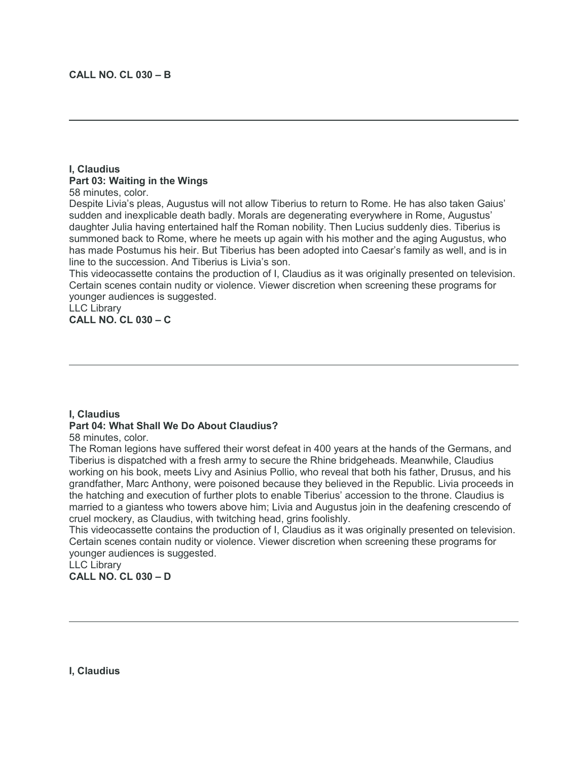**CALL NO. CL 030 – B**

---

**I, Claudius**
**Part 03: Waiting in the Wings**
58 minutes, color.
Despite Livia's pleas, Augustus will not allow Tiberius to return to Rome. He has also taken Gaius' sudden and inexplicable death badly. Morals are degenerating everywhere in Rome, Augustus' daughter Julia having entertained half the Roman nobility. Then Lucius suddenly dies. Tiberius is summoned back to Rome, where he meets up again with his mother and the aging Augustus, who has made Postumus his heir. But Tiberius has been adopted into Caesar's family as well, and is in line to the succession. And Tiberius is Livia's son.
This videocassette contains the production of I, Claudius as it was originally presented on television. Certain scenes contain nudity or violence. Viewer discretion when screening these programs for younger audiences is suggested.
LLC Library
**CALL NO. CL 030 – C**

---

**I, Claudius**
**Part 04: What Shall We Do About Claudius?**
58 minutes, color.
The Roman legions have suffered their worst defeat in 400 years at the hands of the Germans, and Tiberius is dispatched with a fresh army to secure the Rhine bridgeheads. Meanwhile, Claudius working on his book, meets Livy and Asinius Pollio, who reveal that both his father, Drusus, and his grandfather, Marc Anthony, were poisoned because they believed in the Republic. Livia proceeds in the hatching and execution of further plots to enable Tiberius' accession to the throne. Claudius is married to a giantess who towers above him; Livia and Augustus join in the deafening crescendo of cruel mockery, as Claudius, with twitching head, grins foolishly.
This videocassette contains the production of I, Claudius as it was originally presented on television. Certain scenes contain nudity or violence. Viewer discretion when screening these programs for younger audiences is suggested.
LLC Library
**CALL NO. CL 030 – D**

---

**I, Claudius**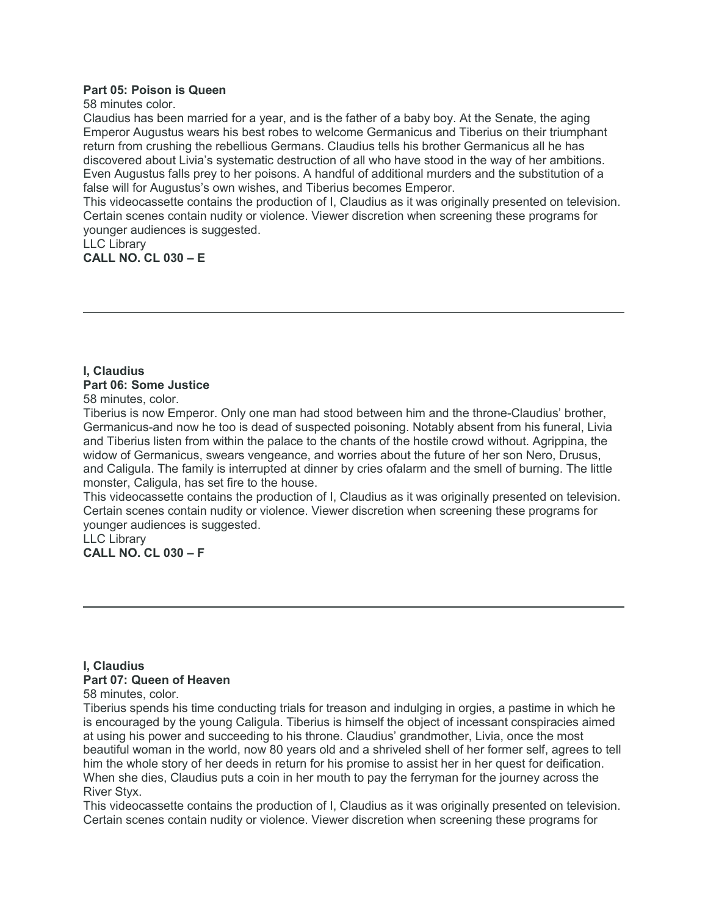**Part 05: Poison is Queen**

58 minutes color.

Claudius has been married for a year, and is the father of a baby boy. At the Senate, the aging Emperor Augustus wears his best robes to welcome Germanicus and Tiberius on their triumphant return from crushing the rebellious Germans. Claudius tells his brother Germanicus all he has discovered about Livia's systematic destruction of all who have stood in the way of her ambitions. Even Augustus falls prey to her poisons. A handful of additional murders and the substitution of a false will for Augustus's own wishes, and Tiberius becomes Emperor.

This videocassette contains the production of I, Claudius as it was originally presented on television. Certain scenes contain nudity or violence. Viewer discretion when screening these programs for younger audiences is suggested.

LLC Library

**CALL NO. CL 030 – E**

---

**I, Claudius**

**Part 06: Some Justice**

58 minutes, color.

Tiberius is now Emperor. Only one man had stood between him and the throne-Claudius' brother, Germanicus-and now he too is dead of suspected poisoning. Notably absent from his funeral, Livia and Tiberius listen from within the palace to the chants of the hostile crowd without. Agrippina, the widow of Germanicus, swears vengeance, and worries about the future of her son Nero, Drusus, and Caligula. The family is interrupted at dinner by cries ofalarm and the smell of burning. The little monster, Caligula, has set fire to the house.

This videocassette contains the production of I, Claudius as it was originally presented on television. Certain scenes contain nudity or violence. Viewer discretion when screening these programs for younger audiences is suggested.

LLC Library

**CALL NO. CL 030 – F**

---

**I, Claudius**

**Part 07: Queen of Heaven**

58 minutes, color.

Tiberius spends his time conducting trials for treason and indulging in orgies, a pastime in which he is encouraged by the young Caligula. Tiberius is himself the object of incessant conspiracies aimed at using his power and succeeding to his throne. Claudius' grandmother, Livia, once the most beautiful woman in the world, now 80 years old and a shriveled shell of her former self, agrees to tell him the whole story of her deeds in return for his promise to assist her in her quest for deification. When she dies, Claudius puts a coin in her mouth to pay the ferryman for the journey across the River Styx.

This videocassette contains the production of I, Claudius as it was originally presented on television. Certain scenes contain nudity or violence. Viewer discretion when screening these programs for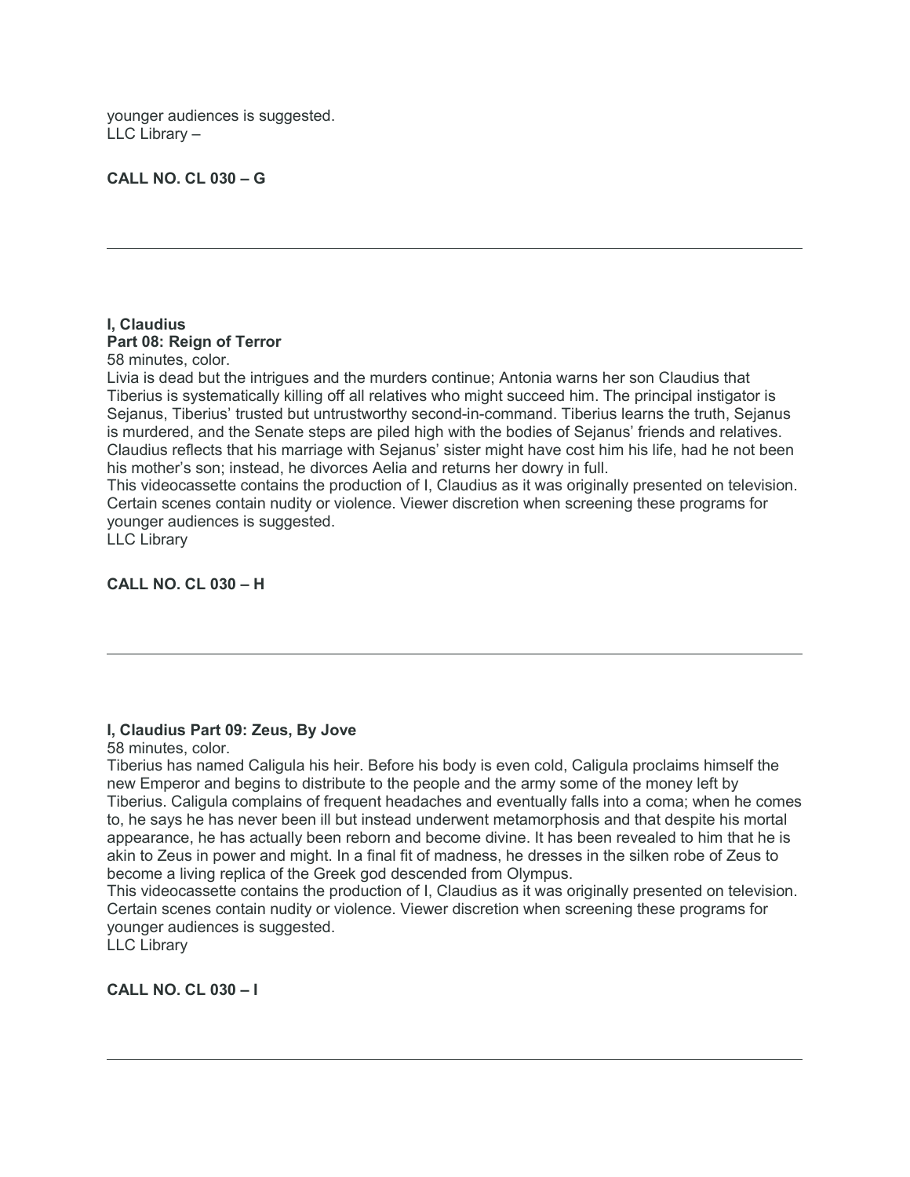younger audiences is suggested.
LLC Library –

**CALL NO. CL 030 – G**

---

**I, Claudius**
**Part 08: Reign of Terror**

58 minutes, color.
Livia is dead but the intrigues and the murders continue; Antonia warns her son Claudius that Tiberius is systematically killing off all relatives who might succeed him. The principal instigator is Sejanus, Tiberius' trusted but untrustworthy second-in-command. Tiberius learns the truth, Sejanus is murdered, and the Senate steps are piled high with the bodies of Sejanus' friends and relatives. Claudius reflects that his marriage with Sejanus' sister might have cost him his life, had he not been his mother's son; instead, he divorces Aelia and returns her dowry in full.
This videocassette contains the production of I, Claudius as it was originally presented on television. Certain scenes contain nudity or violence. Viewer discretion when screening these programs for younger audiences is suggested.
LLC Library

**CALL NO. CL 030 – H**

---

**I, Claudius Part 09: Zeus, By Jove**

58 minutes, color.
Tiberius has named Caligula his heir. Before his body is even cold, Caligula proclaims himself the new Emperor and begins to distribute to the people and the army some of the money left by Tiberius. Caligula complains of frequent headaches and eventually falls into a coma; when he comes to, he says he has never been ill but instead underwent metamorphosis and that despite his mortal appearance, he has actually been reborn and become divine. It has been revealed to him that he is akin to Zeus in power and might. In a final fit of madness, he dresses in the silken robe of Zeus to become a living replica of the Greek god descended from Olympus.
This videocassette contains the production of I, Claudius as it was originally presented on television. Certain scenes contain nudity or violence. Viewer discretion when screening these programs for younger audiences is suggested.
LLC Library

**CALL NO. CL 030 – I**

---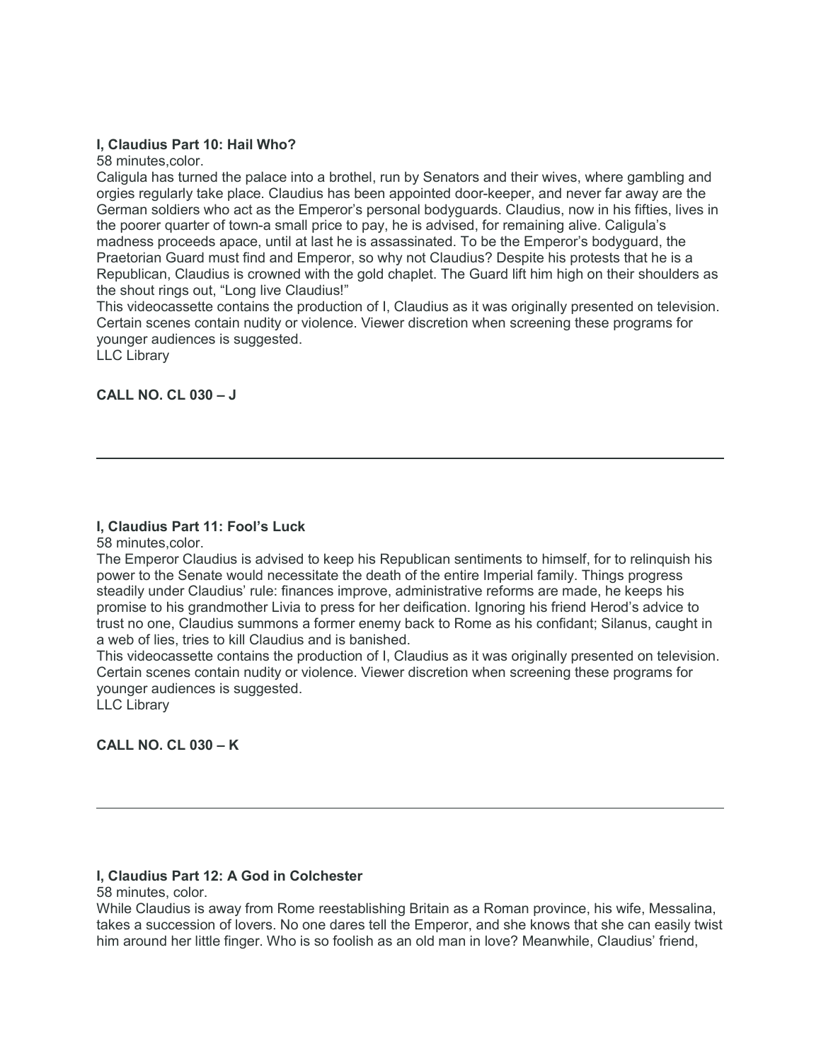**I, Claudius Part 10: Hail Who?**

58 minutes,color.

Caligula has turned the palace into a brothel, run by Senators and their wives, where gambling and orgies regularly take place. Claudius has been appointed door-keeper, and never far away are the German soldiers who act as the Emperor's personal bodyguards. Claudius, now in his fifties, lives in the poorer quarter of town-a small price to pay, he is advised, for remaining alive. Caligula's madness proceeds apace, until at last he is assassinated. To be the Emperor's bodyguard, the Praetorian Guard must find and Emperor, so why not Claudius? Despite his protests that he is a Republican, Claudius is crowned with the gold chaplet. The Guard lift him high on their shoulders as the shout rings out, "Long live Claudius!"

This videocassette contains the production of I, Claudius as it was originally presented on television. Certain scenes contain nudity or violence. Viewer discretion when screening these programs for younger audiences is suggested.

LLC Library

**CALL NO. CL 030 – J**

---

**I, Claudius Part 11: Fool's Luck**

58 minutes,color.

The Emperor Claudius is advised to keep his Republican sentiments to himself, for to relinquish his power to the Senate would necessitate the death of the entire Imperial family. Things progress steadily under Claudius' rule: finances improve, administrative reforms are made, he keeps his promise to his grandmother Livia to press for her deification. Ignoring his friend Herod's advice to trust no one, Claudius summons a former enemy back to Rome as his confidant; Silanus, caught in a web of lies, tries to kill Claudius and is banished.

This videocassette contains the production of I, Claudius as it was originally presented on television. Certain scenes contain nudity or violence. Viewer discretion when screening these programs for younger audiences is suggested.

LLC Library

**CALL NO. CL 030 – K**

---

**I, Claudius Part 12: A God in Colchester**

58 minutes, color.

While Claudius is away from Rome reestablishing Britain as a Roman province, his wife, Messalina, takes a succession of lovers. No one dares tell the Emperor, and she knows that she can easily twist him around her little finger. Who is so foolish as an old man in love? Meanwhile, Claudius' friend,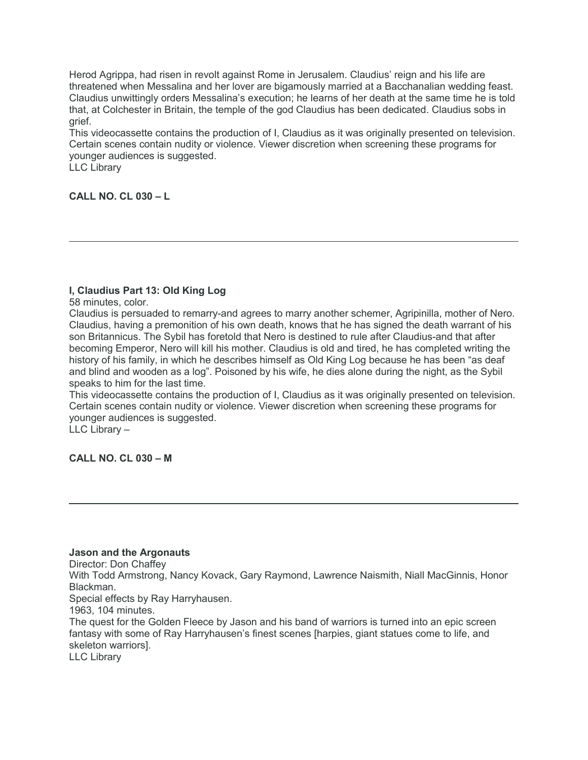Herod Agrippa, had risen in revolt against Rome in Jerusalem. Claudius' reign and his life are threatened when Messalina and her lover are bigamously married at a Bacchanalian wedding feast. Claudius unwittingly orders Messalina's execution; he learns of her death at the same time he is told that, at Colchester in Britain, the temple of the god Claudius has been dedicated. Claudius sobs in grief.

This videocassette contains the production of I, Claudius as it was originally presented on television. Certain scenes contain nudity or violence. Viewer discretion when screening these programs for younger audiences is suggested.

LLC Library

**CALL NO. CL 030 – L**

---

**I, Claudius Part 13: Old King Log**

58 minutes, color.

Claudius is persuaded to remarry-and agrees to marry another schemer, Agripinilla, mother of Nero. Claudius, having a premonition of his own death, knows that he has signed the death warrant of his son Britannicus. The Sybil has foretold that Nero is destined to rule after Claudius-and that after becoming Emperor, Nero will kill his mother. Claudius is old and tired, he has completed writing the history of his family, in which he describes himself as Old King Log because he has been "as deaf and blind and wooden as a log". Poisoned by his wife, he dies alone during the night, as the Sybil speaks to him for the last time.

This videocassette contains the production of I, Claudius as it was originally presented on television. Certain scenes contain nudity or violence. Viewer discretion when screening these programs for younger audiences is suggested.

LLC Library –

**CALL NO. CL 030 – M**

---

**Jason and the Argonauts**

Director: Don Chaffey

With Todd Armstrong, Nancy Kovack, Gary Raymond, Lawrence Naismith, Niall MacGinnis, Honor Blackman.

Special effects by Ray Harryhausen.

1963, 104 minutes.

The quest for the Golden Fleece by Jason and his band of warriors is turned into an epic screen fantasy with some of Ray Harryhausen's finest scenes [harpies, giant statues come to life, and skeleton warriors].

LLC Library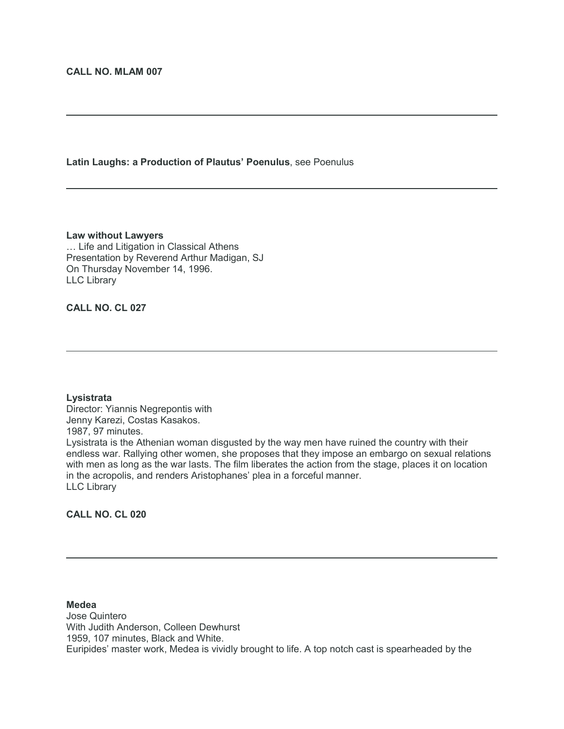**CALL NO. MLAM 007**

---

**Latin Laughs: a Production of Plautus' Poenulus**, see Poenulus

---

**Law without Lawyers**
… Life and Litigation in Classical Athens
Presentation by Reverend Arthur Madigan, SJ
On Thursday November 14, 1996.
LLC Library

**CALL NO. CL 027**

---

**Lysistrata**
Director: Yiannis Negrepontis with
Jenny Karezi, Costas Kasakos.
1987, 97 minutes.
Lysistrata is the Athenian woman disgusted by the way men have ruined the country with their endless war. Rallying other women, she proposes that they impose an embargo on sexual relations with men as long as the war lasts. The film liberates the action from the stage, places it on location in the acropolis, and renders Aristophanes' plea in a forceful manner.
LLC Library

**CALL NO. CL 020**

---

**Medea**
Jose Quintero
With Judith Anderson, Colleen Dewhurst
1959, 107 minutes, Black and White.
Euripides' master work, Medea is vividly brought to life. A top notch cast is spearheaded by the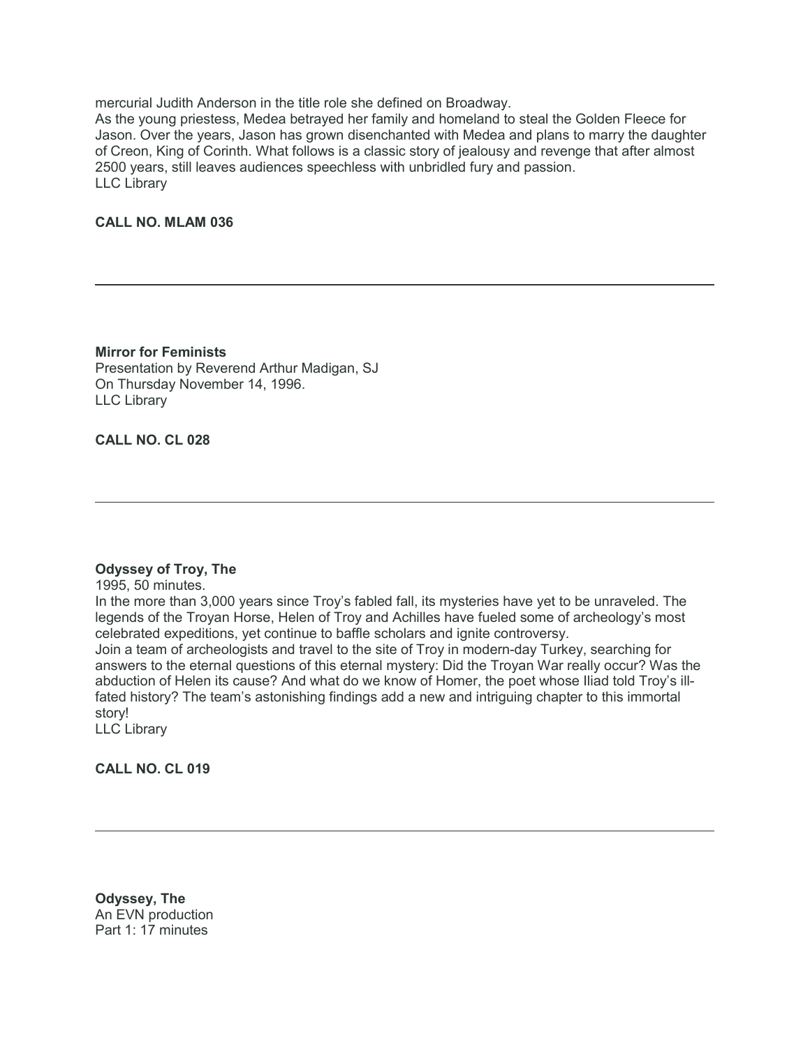mercurial Judith Anderson in the title role she defined on Broadway.
As the young priestess, Medea betrayed her family and homeland to steal the Golden Fleece for Jason. Over the years, Jason has grown disenchanted with Medea and plans to marry the daughter of Creon, King of Corinth. What follows is a classic story of jealousy and revenge that after almost 2500 years, still leaves audiences speechless with unbridled fury and passion.
LLC Library

**CALL NO. MLAM 036**

---

**Mirror for Feminists**
Presentation by Reverend Arthur Madigan, SJ
On Thursday November 14, 1996.
LLC Library

**CALL NO. CL 028**

---

**Odyssey of Troy, The**
1995, 50 minutes.
In the more than 3,000 years since Troy's fabled fall, its mysteries have yet to be unraveled. The legends of the Troyan Horse, Helen of Troy and Achilles have fueled some of archeology's most celebrated expeditions, yet continue to baffle scholars and ignite controversy.
Join a team of archeologists and travel to the site of Troy in modern-day Turkey, searching for answers to the eternal questions of this eternal mystery: Did the Troyan War really occur? Was the abduction of Helen its cause? And what do we know of Homer, the poet whose Iliad told Troy's ill-fated history? The team's astonishing findings add a new and intriguing chapter to this immortal story!
LLC Library

**CALL NO. CL 019**

---

**Odyssey, The**
An EVN production
Part 1: 17 minutes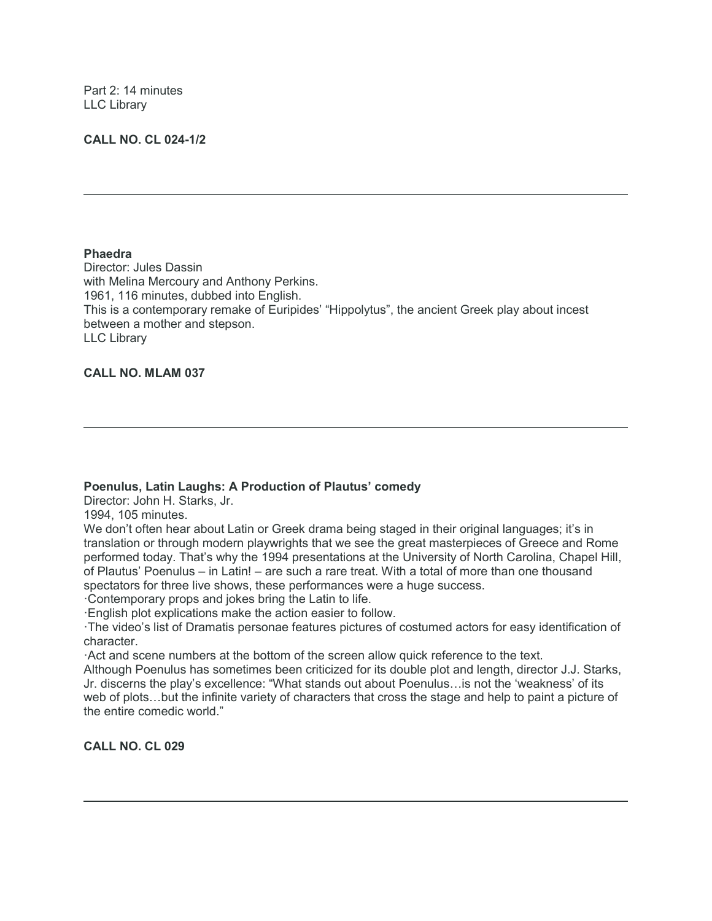Part 2: 14 minutes
LLC Library

**CALL NO. CL 024-1/2**

---

**Phaedra**
Director: Jules Dassin
with Melina Mercoury and Anthony Perkins.
1961, 116 minutes, dubbed into English.
This is a contemporary remake of Euripides' "Hippolytus", the ancient Greek play about incest between a mother and stepson.
LLC Library

**CALL NO. MLAM 037**

---

**Poenulus, Latin Laughs: A Production of Plautus' comedy**
Director: John H. Starks, Jr.
1994, 105 minutes.
We don't often hear about Latin or Greek drama being staged in their original languages; it's in translation or through modern playwrights that we see the great masterpieces of Greece and Rome performed today. That's why the 1994 presentations at the University of North Carolina, Chapel Hill, of Plautus' Poenulus – in Latin! – are such a rare treat. With a total of more than one thousand spectators for three live shows, these performances were a huge success.
·Contemporary props and jokes bring the Latin to life.
·English plot explications make the action easier to follow.
·The video's list of Dramatis personae features pictures of costumed actors for easy identification of character.
·Act and scene numbers at the bottom of the screen allow quick reference to the text.
Although Poenulus has sometimes been criticized for its double plot and length, director J.J. Starks, Jr. discerns the play's excellence: "What stands out about Poenulus…is not the 'weakness' of its web of plots…but the infinite variety of characters that cross the stage and help to paint a picture of the entire comedic world."

**CALL NO. CL 029**

---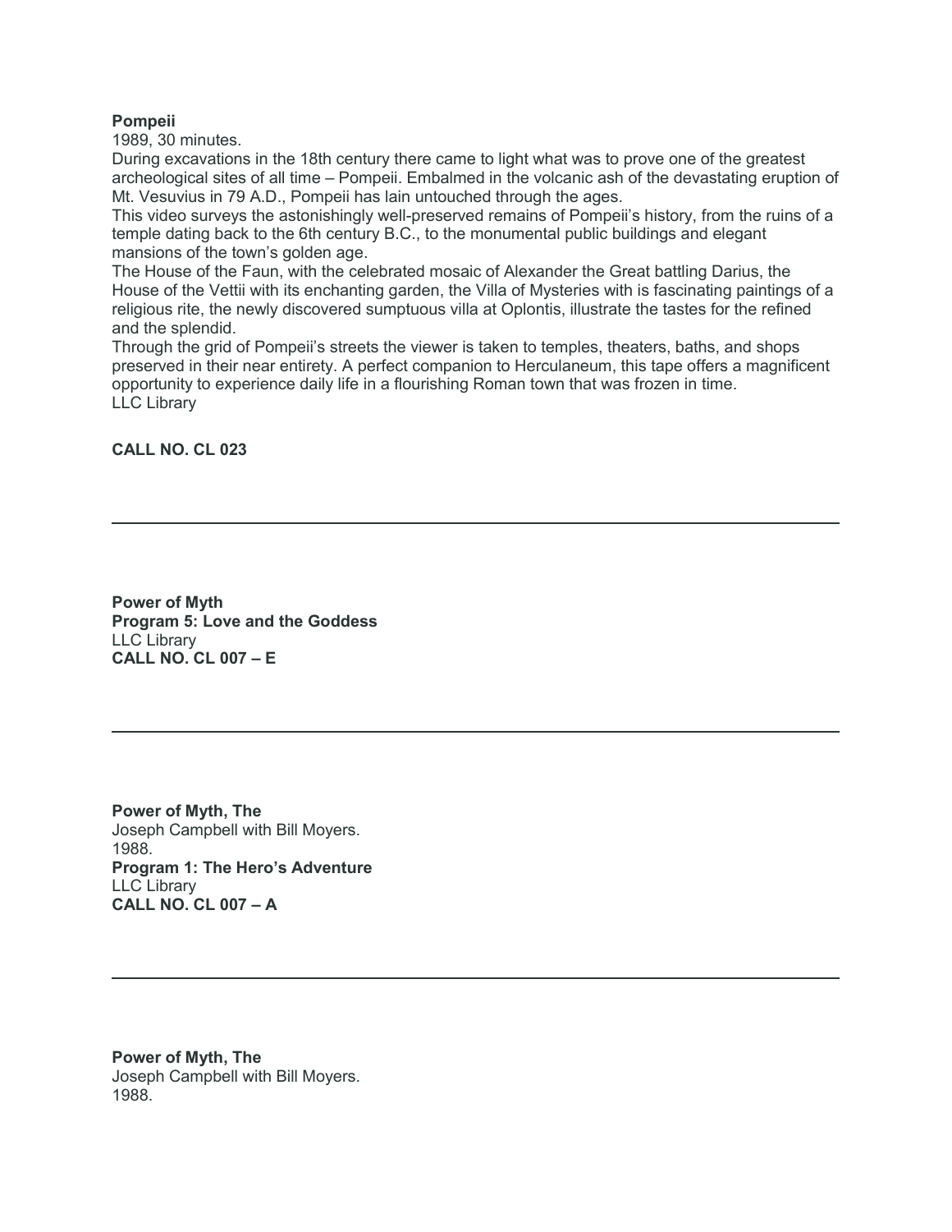**Pompeii**
1989, 30 minutes.
During excavations in the 18th century there came to light what was to prove one of the greatest archeological sites of all time – Pompeii. Embalmed in the volcanic ash of the devastating eruption of Mt. Vesuvius in 79 A.D., Pompeii has lain untouched through the ages.
This video surveys the astonishingly well-preserved remains of Pompeii's history, from the ruins of a temple dating back to the 6th century B.C., to the monumental public buildings and elegant mansions of the town's golden age.
The House of the Faun, with the celebrated mosaic of Alexander the Great battling Darius, the House of the Vettii with its enchanting garden, the Villa of Mysteries with is fascinating paintings of a religious rite, the newly discovered sumptuous villa at Oplontis, illustrate the tastes for the refined and the splendid.
Through the grid of Pompeii's streets the viewer is taken to temples, theaters, baths, and shops preserved in their near entirety. A perfect companion to Herculaneum, this tape offers a magnificent opportunity to experience daily life in a flourishing Roman town that was frozen in time.
LLC Library

**CALL NO. CL 023**

---

**Power of Myth**
**Program 5: Love and the Goddess**
LLC Library
**CALL NO. CL 007 – E**

---

**Power of Myth, The**
Joseph Campbell with Bill Moyers.
1988.
**Program 1: The Hero's Adventure**
LLC Library
**CALL NO. CL 007 – A**

---

**Power of Myth, The**
Joseph Campbell with Bill Moyers.
1988.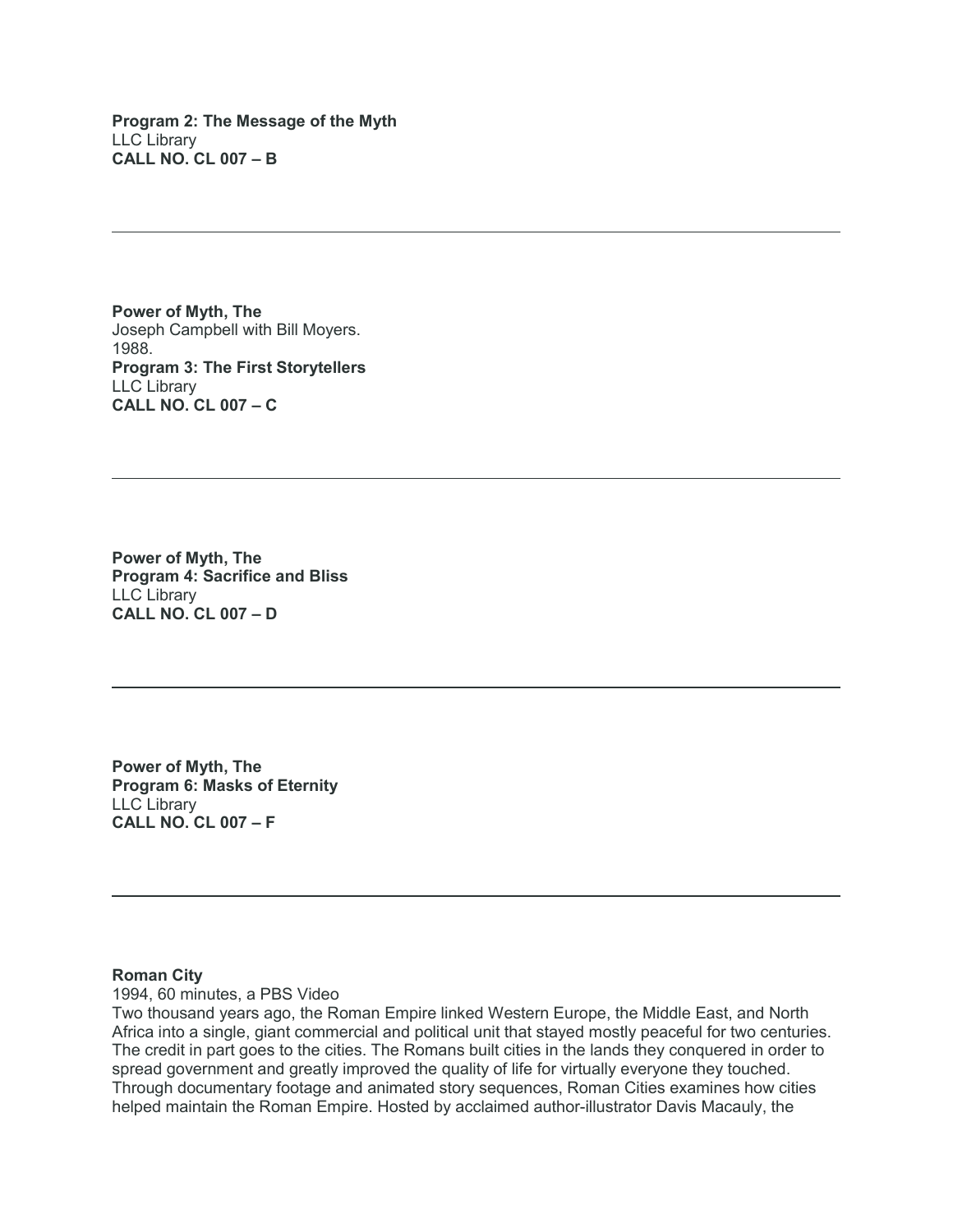**Program 2: The Message of the Myth**
LLC Library
**CALL NO. CL 007 – B**

---

**Power of Myth, The**
Joseph Campbell with Bill Moyers.
1988.
**Program 3: The First Storytellers**
LLC Library
**CALL NO. CL 007 – C**

---

**Power of Myth, The**
**Program 4: Sacrifice and Bliss**
LLC Library
**CALL NO. CL 007 – D**

---

**Power of Myth, The**
**Program 6: Masks of Eternity**
LLC Library
**CALL NO. CL 007 – F**

---

**Roman City**
1994, 60 minutes, a PBS Video
Two thousand years ago, the Roman Empire linked Western Europe, the Middle East, and North Africa into a single, giant commercial and political unit that stayed mostly peaceful for two centuries. The credit in part goes to the cities. The Romans built cities in the lands they conquered in order to spread government and greatly improved the quality of life for virtually everyone they touched. Through documentary footage and animated story sequences, Roman Cities examines how cities helped maintain the Roman Empire. Hosted by acclaimed author-illustrator Davis Macauly, the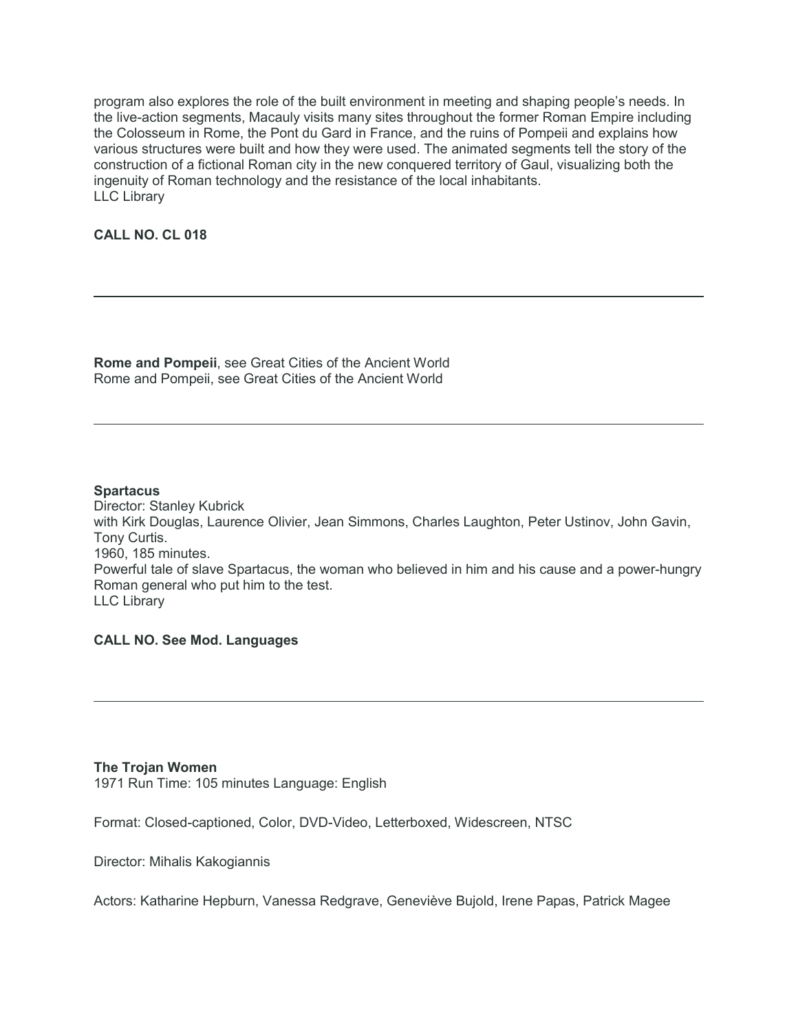program also explores the role of the built environment in meeting and shaping people's needs. In the live-action segments, Macauly visits many sites throughout the former Roman Empire including the Colosseum in Rome, the Pont du Gard in France, and the ruins of Pompeii and explains how various structures were built and how they were used. The animated segments tell the story of the construction of a fictional Roman city in the new conquered territory of Gaul, visualizing both the ingenuity of Roman technology and the resistance of the local inhabitants.
LLC Library

**CALL NO. CL 018**

---

**Rome and Pompeii**, see Great Cities of the Ancient World
Rome and Pompeii, see Great Cities of the Ancient World

---

**Spartacus**
Director: Stanley Kubrick
with Kirk Douglas, Laurence Olivier, Jean Simmons, Charles Laughton, Peter Ustinov, John Gavin, Tony Curtis.
1960, 185 minutes.
Powerful tale of slave Spartacus, the woman who believed in him and his cause and a power-hungry Roman general who put him to the test.
LLC Library

**CALL NO. See Mod. Languages**

---

**The Trojan Women**
1971 Run Time: 105 minutes Language: English

Format: Closed-captioned, Color, DVD-Video, Letterboxed, Widescreen, NTSC

Director: Mihalis Kakogiannis

Actors: Katharine Hepburn, Vanessa Redgrave, Geneviève Bujold, Irene Papas, Patrick Magee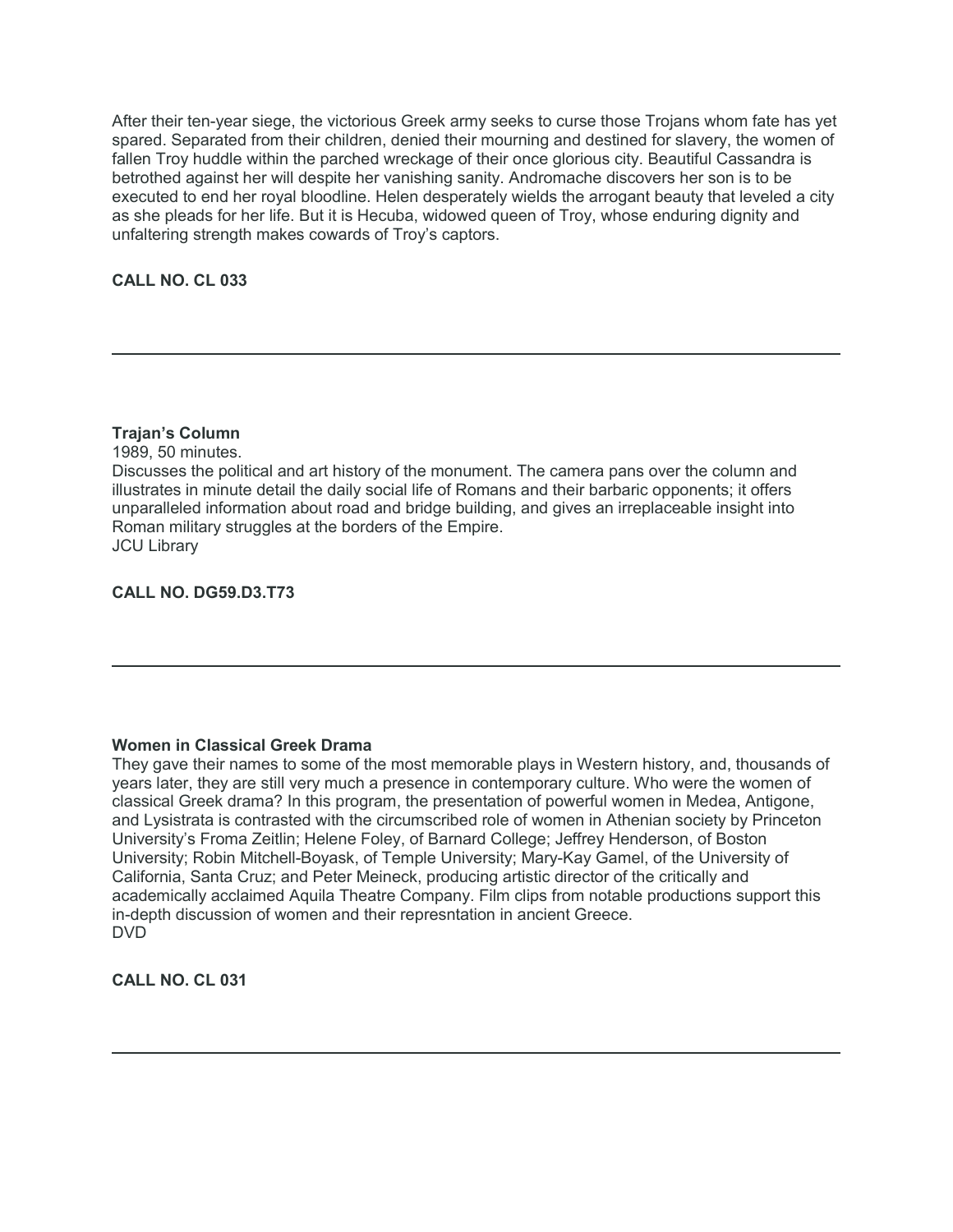After their ten-year siege, the victorious Greek army seeks to curse those Trojans whom fate has yet spared. Separated from their children, denied their mourning and destined for slavery, the women of fallen Troy huddle within the parched wreckage of their once glorious city. Beautiful Cassandra is betrothed against her will despite her vanishing sanity. Andromache discovers her son is to be executed to end her royal bloodline. Helen desperately wields the arrogant beauty that leveled a city as she pleads for her life. But it is Hecuba, widowed queen of Troy, whose enduring dignity and unfaltering strength makes cowards of Troy's captors.

**CALL NO. CL 033**

---

**Trajan's Column**
1989, 50 minutes.
Discusses the political and art history of the monument. The camera pans over the column and illustrates in minute detail the daily social life of Romans and their barbaric opponents; it offers unparalleled information about road and bridge building, and gives an irreplaceable insight into Roman military struggles at the borders of the Empire.
JCU Library

**CALL NO. DG59.D3.T73**

---

**Women in Classical Greek Drama**
They gave their names to some of the most memorable plays in Western history, and, thousands of years later, they are still very much a presence in contemporary culture. Who were the women of classical Greek drama? In this program, the presentation of powerful women in Medea, Antigone, and Lysistrata is contrasted with the circumscribed role of women in Athenian society by Princeton University's Froma Zeitlin; Helene Foley, of Barnard College; Jeffrey Henderson, of Boston University; Robin Mitchell-Boyask, of Temple University; Mary-Kay Gamel, of the University of California, Santa Cruz; and Peter Meineck, producing artistic director of the critically and academically acclaimed Aquila Theatre Company. Film clips from notable productions support this in-depth discussion of women and their represntation in ancient Greece.
DVD

**CALL NO. CL 031**

---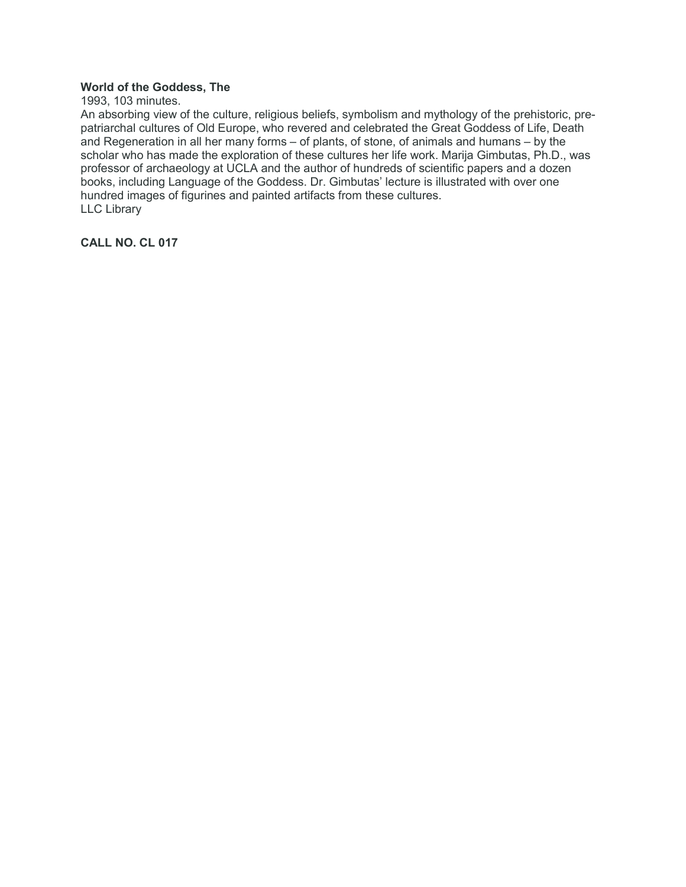**World of the Goddess, The**

1993, 103 minutes.

An absorbing view of the culture, religious beliefs, symbolism and mythology of the prehistoric, pre-patriarchal cultures of Old Europe, who revered and celebrated the Great Goddess of Life, Death and Regeneration in all her many forms – of plants, of stone, of animals and humans – by the scholar who has made the exploration of these cultures her life work. Marija Gimbutas, Ph.D., was professor of archaeology at UCLA and the author of hundreds of scientific papers and a dozen books, including Language of the Goddess. Dr. Gimbutas' lecture is illustrated with over one hundred images of figurines and painted artifacts from these cultures.

LLC Library

**CALL NO. CL 017**